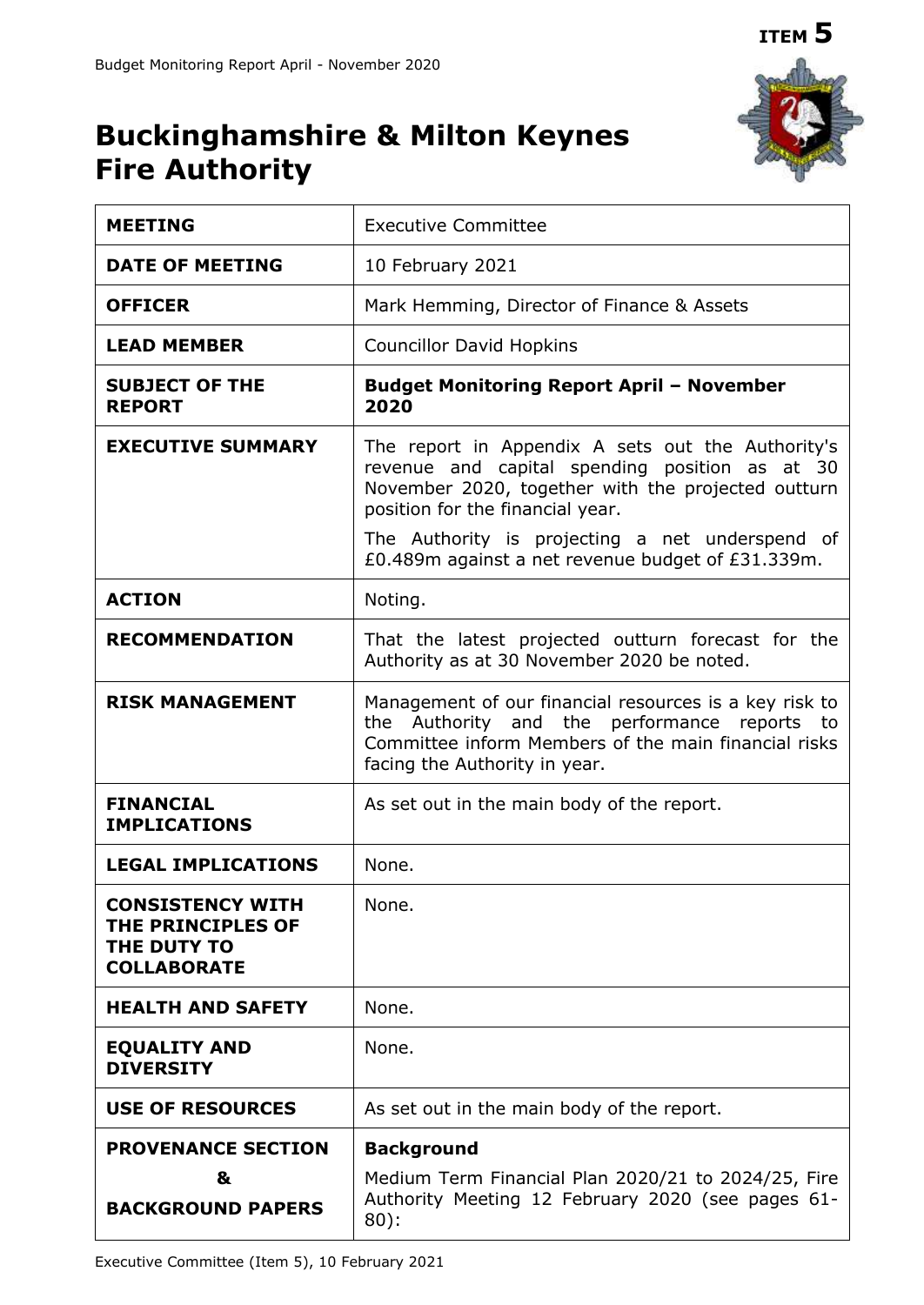**ITEM 5**

# Buckinghamshire & Milton Keynes Fire Authority

| | |
|---|---|
| **MEETING** | Executive Committee |
| **DATE OF MEETING** | 10 February 2021 |
| **OFFICER** | Mark Hemming, Director of Finance & Assets |
| **LEAD MEMBER** | Councillor David Hopkins |
| **SUBJECT OF THE REPORT** | **Budget Monitoring Report April – November 2020** |
| **EXECUTIVE SUMMARY** | The report in Appendix A sets out the Authority's revenue and capital spending position as at 30 November 2020, together with the projected outturn position for the financial year.<br><br>The Authority is projecting a net underspend of £0.489m against a net revenue budget of £31.339m. |
| **ACTION** | Noting. |
| **RECOMMENDATION** | That the latest projected outturn forecast for the Authority as at 30 November 2020 be noted. |
| **RISK MANAGEMENT** | Management of our financial resources is a key risk to the Authority and the performance reports to Committee inform Members of the main financial risks facing the Authority in year. |
| **FINANCIAL IMPLICATIONS** | As set out in the main body of the report. |
| **LEGAL IMPLICATIONS** | None. |
| **CONSISTENCY WITH THE PRINCIPLES OF THE DUTY TO COLLABORATE** | None. |
| **HEALTH AND SAFETY** | None. |
| **EQUALITY AND DIVERSITY** | None. |
| **USE OF RESOURCES** | As set out in the main body of the report. |
| **PROVENANCE SECTION & BACKGROUND PAPERS** | **Background**<br><br>Medium Term Financial Plan 2020/21 to 2024/25, Fire Authority Meeting 12 February 2020 (see pages 61-80): |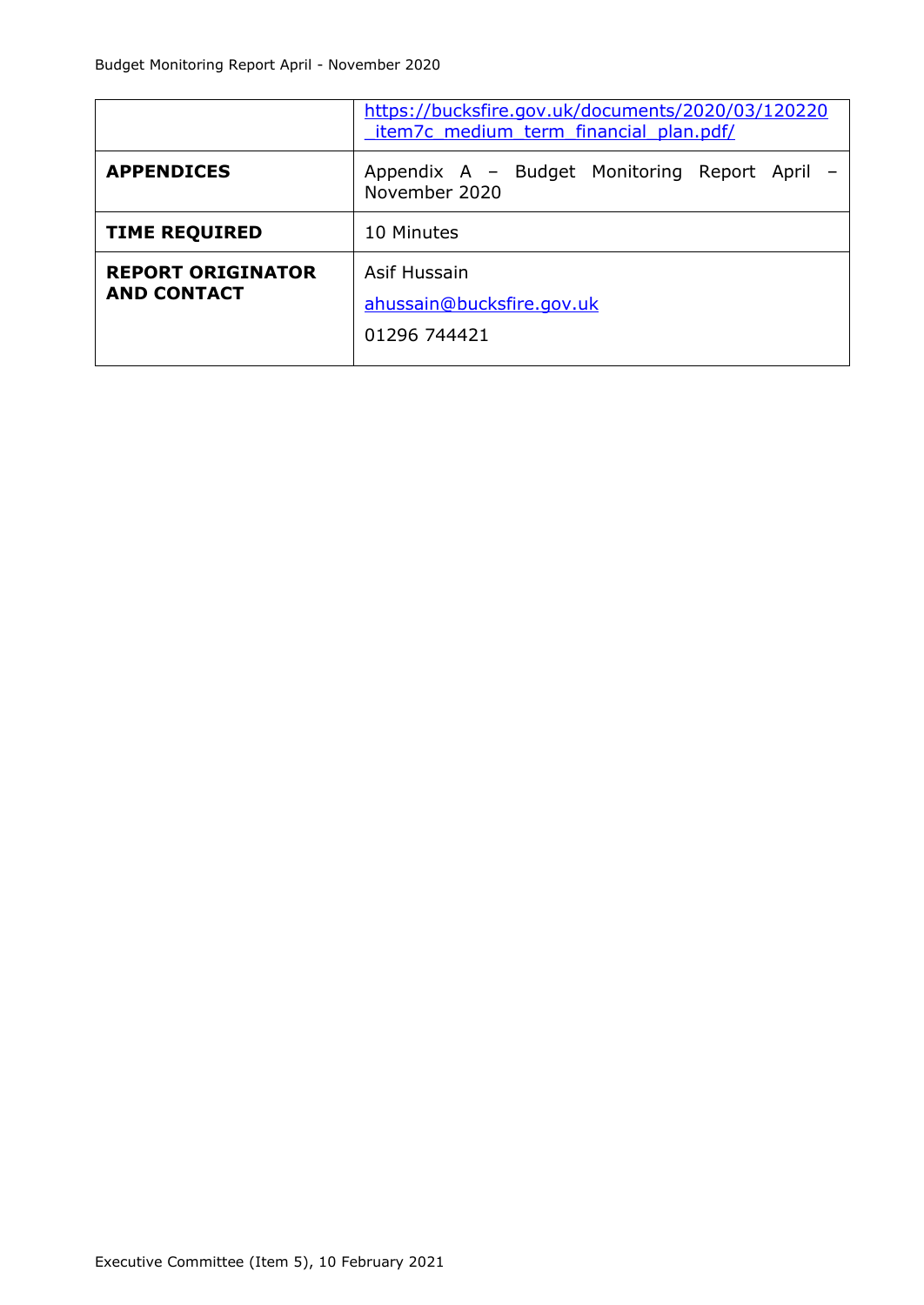|  |  |
|---|---|
|  | https://bucksfire.gov.uk/documents/2020/03/120220_item7c_medium_term_financial_plan.pdf/ |
| **APPENDICES** | Appendix A – Budget Monitoring Report April – November 2020 |
| **TIME REQUIRED** | 10 Minutes |
| **REPORT ORIGINATOR AND CONTACT** | Asif Hussain<br>ahussain@bucksfire.gov.uk<br>01296 744421 |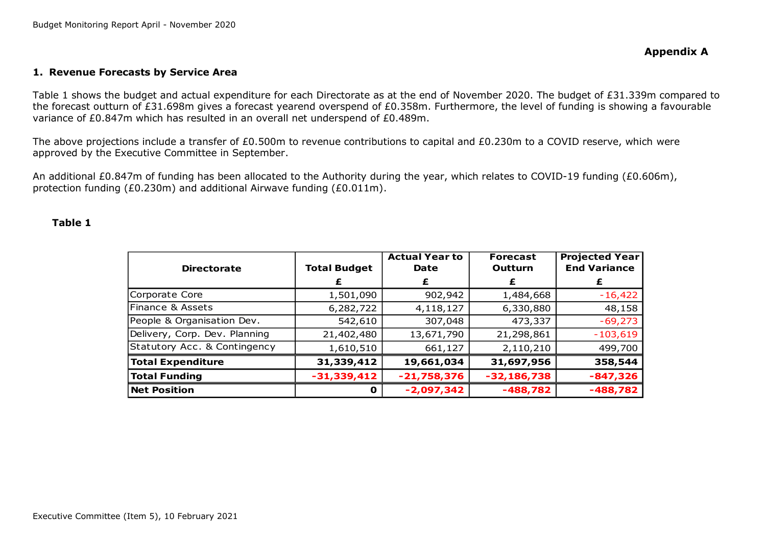**Appendix A**

## 1. Revenue Forecasts by Service Area

Table 1 shows the budget and actual expenditure for each Directorate as at the end of November 2020. The budget of £31.339m compared to the forecast outturn of £31.698m gives a forecast yearend overspend of £0.358m. Furthermore, the level of funding is showing a favourable variance of £0.847m which has resulted in an overall net underspend of £0.489m.

The above projections include a transfer of £0.500m to revenue contributions to capital and £0.230m to a COVID reserve, which were approved by the Executive Committee in September.

An additional £0.847m of funding has been allocated to the Authority during the year, which relates to COVID-19 funding (£0.606m), protection funding (£0.230m) and additional Airwave funding (£0.011m).

**Table 1**

| Directorate | Total Budget | Actual Year to Date | Forecast Outturn | Projected Year End Variance |
|---|---|---|---|---|
| | £ | £ | £ | £ |
| Corporate Core | 1,501,090 | 902,942 | 1,484,668 | -16,422 |
| Finance & Assets | 6,282,722 | 4,118,127 | 6,330,880 | 48,158 |
| People & Organisation Dev. | 542,610 | 307,048 | 473,337 | -69,273 |
| Delivery, Corp. Dev. Planning | 21,402,480 | 13,671,790 | 21,298,861 | -103,619 |
| Statutory Acc. & Contingency | 1,610,510 | 661,127 | 2,110,210 | 499,700 |
| **Total Expenditure** | **31,339,412** | **19,661,034** | **31,697,956** | **358,544** |
| **Total Funding** | **-31,339,412** | **-21,758,376** | **-32,186,738** | **-847,326** |
| **Net Position** | **0** | **-2,097,342** | **-488,782** | **-488,782** |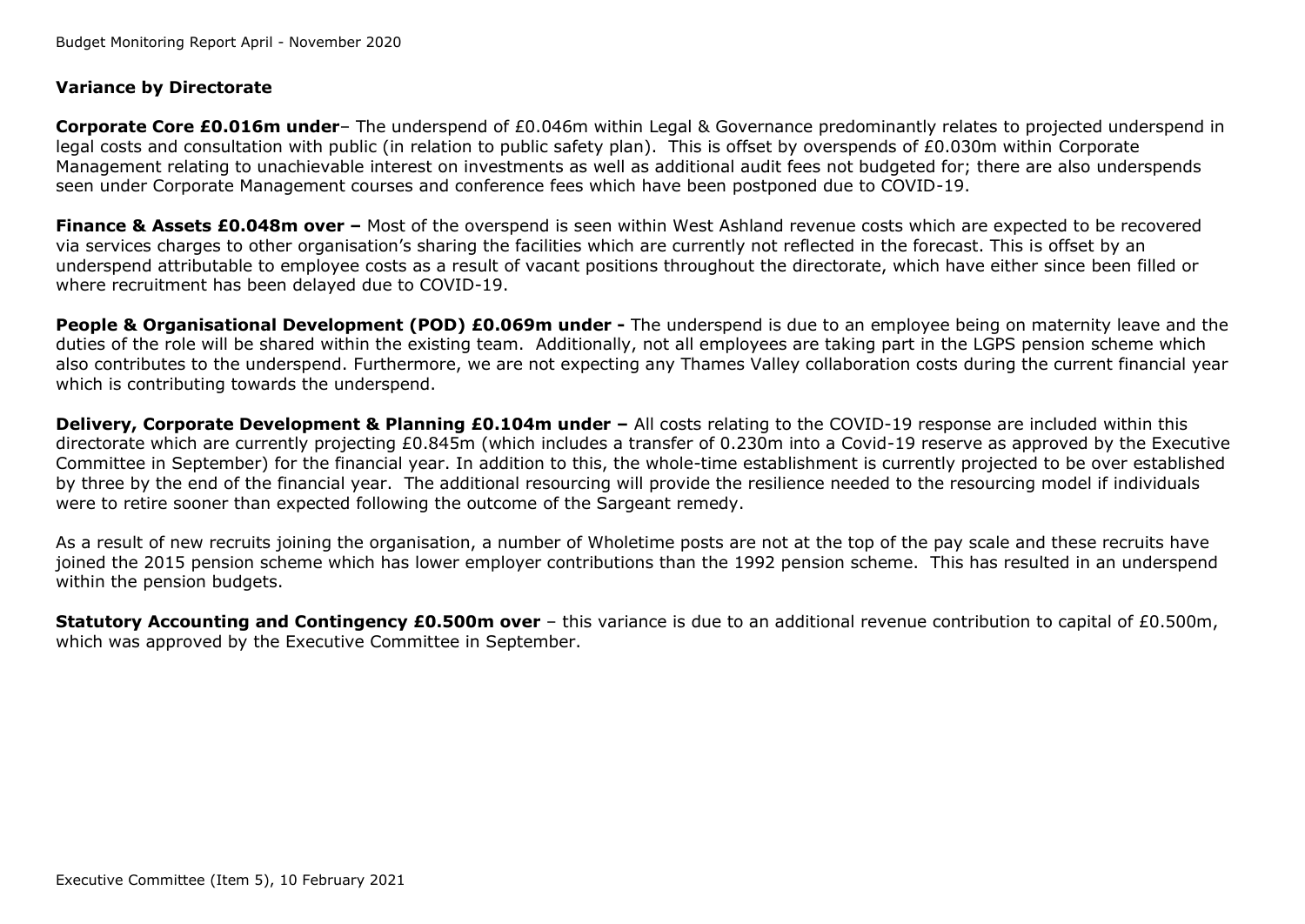**Variance by Directorate**

**Corporate Core £0.016m under**– The underspend of £0.046m within Legal & Governance predominantly relates to projected underspend in legal costs and consultation with public (in relation to public safety plan). This is offset by overspends of £0.030m within Corporate Management relating to unachievable interest on investments as well as additional audit fees not budgeted for; there are also underspends seen under Corporate Management courses and conference fees which have been postponed due to COVID-19.

**Finance & Assets £0.048m over –** Most of the overspend is seen within West Ashland revenue costs which are expected to be recovered via services charges to other organisation's sharing the facilities which are currently not reflected in the forecast. This is offset by an underspend attributable to employee costs as a result of vacant positions throughout the directorate, which have either since been filled or where recruitment has been delayed due to COVID-19.

**People & Organisational Development (POD) £0.069m under -** The underspend is due to an employee being on maternity leave and the duties of the role will be shared within the existing team. Additionally, not all employees are taking part in the LGPS pension scheme which also contributes to the underspend. Furthermore, we are not expecting any Thames Valley collaboration costs during the current financial year which is contributing towards the underspend.

**Delivery, Corporate Development & Planning £0.104m under –** All costs relating to the COVID-19 response are included within this directorate which are currently projecting £0.845m (which includes a transfer of 0.230m into a Covid-19 reserve as approved by the Executive Committee in September) for the financial year. In addition to this, the whole-time establishment is currently projected to be over established by three by the end of the financial year. The additional resourcing will provide the resilience needed to the resourcing model if individuals were to retire sooner than expected following the outcome of the Sargeant remedy.

As a result of new recruits joining the organisation, a number of Wholetime posts are not at the top of the pay scale and these recruits have joined the 2015 pension scheme which has lower employer contributions than the 1992 pension scheme. This has resulted in an underspend within the pension budgets.

**Statutory Accounting and Contingency £0.500m over** – this variance is due to an additional revenue contribution to capital of £0.500m, which was approved by the Executive Committee in September.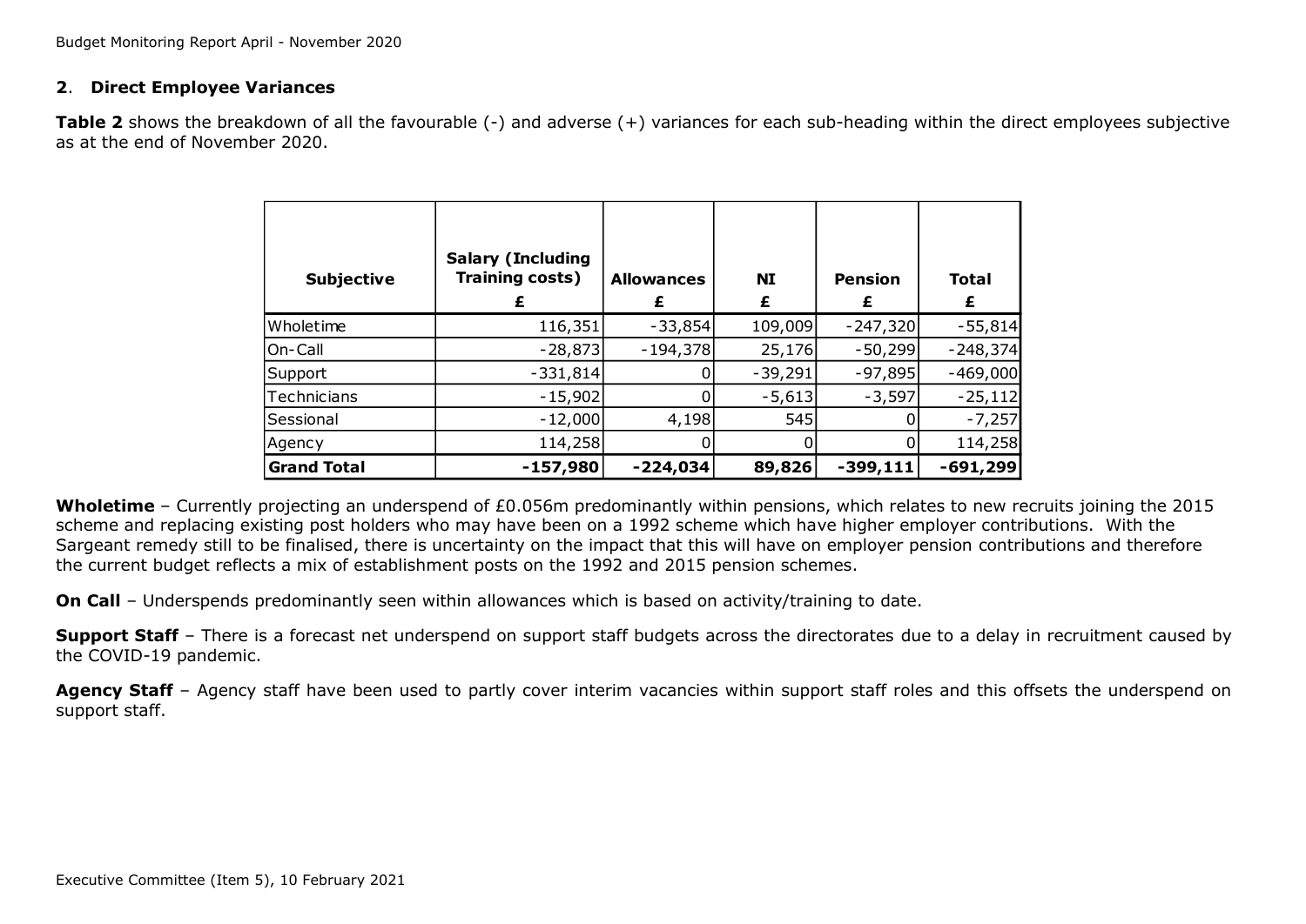## 2. Direct Employee Variances

**Table 2** shows the breakdown of all the favourable (-) and adverse (+) variances for each sub-heading within the direct employees subjective as at the end of November 2020.

| Subjective | Salary (Including Training costs) £ | Allowances £ | NI £ | Pension £ | Total £ |
|---|---|---|---|---|---|
| Wholetime | 116,351 | -33,854 | 109,009 | -247,320 | -55,814 |
| On-Call | -28,873 | -194,378 | 25,176 | -50,299 | -248,374 |
| Support | -331,814 | 0 | -39,291 | -97,895 | -469,000 |
| Technicians | -15,902 | 0 | -5,613 | -3,597 | -25,112 |
| Sessional | -12,000 | 4,198 | 545 | 0 | -7,257 |
| Agency | 114,258 | 0 | 0 | 0 | 114,258 |
| **Grand Total** | **-157,980** | **-224,034** | **89,826** | **-399,111** | **-691,299** |

**Wholetime** – Currently projecting an underspend of £0.056m predominantly within pensions, which relates to new recruits joining the 2015 scheme and replacing existing post holders who may have been on a 1992 scheme which have higher employer contributions. With the Sargeant remedy still to be finalised, there is uncertainty on the impact that this will have on employer pension contributions and therefore the current budget reflects a mix of establishment posts on the 1992 and 2015 pension schemes.

**On Call** – Underspends predominantly seen within allowances which is based on activity/training to date.

**Support Staff** – There is a forecast net underspend on support staff budgets across the directorates due to a delay in recruitment caused by the COVID-19 pandemic.

**Agency Staff** – Agency staff have been used to partly cover interim vacancies within support staff roles and this offsets the underspend on support staff.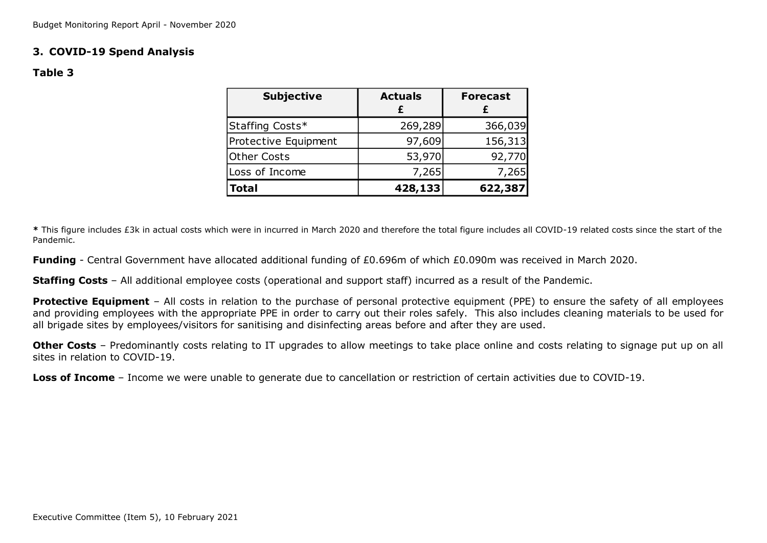## 3. COVID-19 Spend Analysis

### Table 3

| Subjective | Actuals £ | Forecast £ |
|---|---|---|
| Staffing Costs* | 269,289 | 366,039 |
| Protective Equipment | 97,609 | 156,313 |
| Other Costs | 53,970 | 92,770 |
| Loss of Income | 7,265 | 7,265 |
| **Total** | **428,133** | **622,387** |

**\*** This figure includes £3k in actual costs which were in incurred in March 2020 and therefore the total figure includes all COVID-19 related costs since the start of the Pandemic.

**Funding** - Central Government have allocated additional funding of £0.696m of which £0.090m was received in March 2020.

**Staffing Costs** – All additional employee costs (operational and support staff) incurred as a result of the Pandemic.

**Protective Equipment** – All costs in relation to the purchase of personal protective equipment (PPE) to ensure the safety of all employees and providing employees with the appropriate PPE in order to carry out their roles safely. This also includes cleaning materials to be used for all brigade sites by employees/visitors for sanitising and disinfecting areas before and after they are used.

**Other Costs** – Predominantly costs relating to IT upgrades to allow meetings to take place online and costs relating to signage put up on all sites in relation to COVID-19.

**Loss of Income** – Income we were unable to generate due to cancellation or restriction of certain activities due to COVID-19.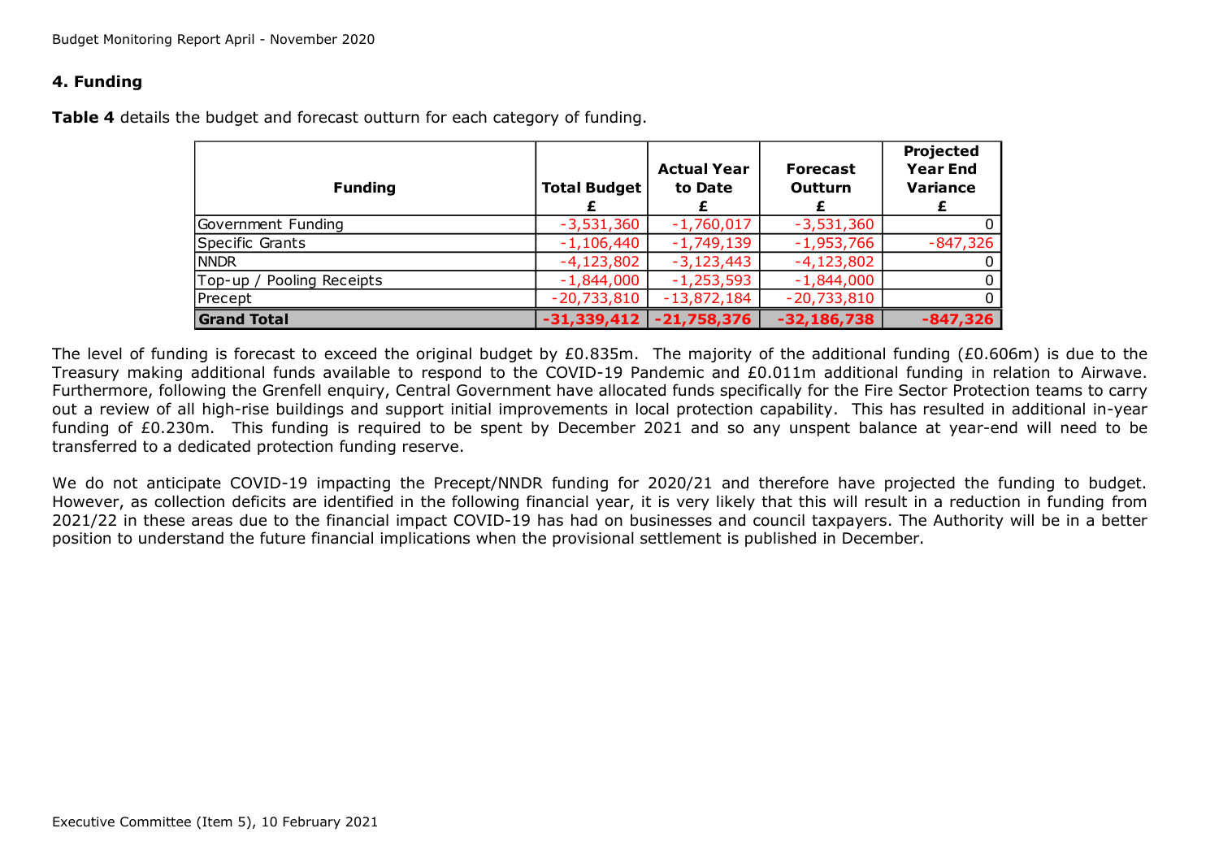## 4. Funding

**Table 4** details the budget and forecast outturn for each category of funding.

| Funding | Total Budget £ | Actual Year to Date £ | Forecast Outturn £ | Projected Year End Variance £ |
|---|---|---|---|---|
| Government Funding | -3,531,360 | -1,760,017 | -3,531,360 | 0 |
| Specific Grants | -1,106,440 | -1,749,139 | -1,953,766 | -847,326 |
| NNDR | -4,123,802 | -3,123,443 | -4,123,802 | 0 |
| Top-up / Pooling Receipts | -1,844,000 | -1,253,593 | -1,844,000 | 0 |
| Precept | -20,733,810 | -13,872,184 | -20,733,810 | 0 |
| **Grand Total** | **-31,339,412** | **-21,758,376** | **-32,186,738** | **-847,326** |

The level of funding is forecast to exceed the original budget by £0.835m. The majority of the additional funding (£0.606m) is due to the Treasury making additional funds available to respond to the COVID-19 Pandemic and £0.011m additional funding in relation to Airwave. Furthermore, following the Grenfell enquiry, Central Government have allocated funds specifically for the Fire Sector Protection teams to carry out a review of all high-rise buildings and support initial improvements in local protection capability. This has resulted in additional in-year funding of £0.230m. This funding is required to be spent by December 2021 and so any unspent balance at year-end will need to be transferred to a dedicated protection funding reserve.

We do not anticipate COVID-19 impacting the Precept/NNDR funding for 2020/21 and therefore have projected the funding to budget. However, as collection deficits are identified in the following financial year, it is very likely that this will result in a reduction in funding from 2021/22 in these areas due to the financial impact COVID-19 has had on businesses and council taxpayers. The Authority will be in a better position to understand the future financial implications when the provisional settlement is published in December.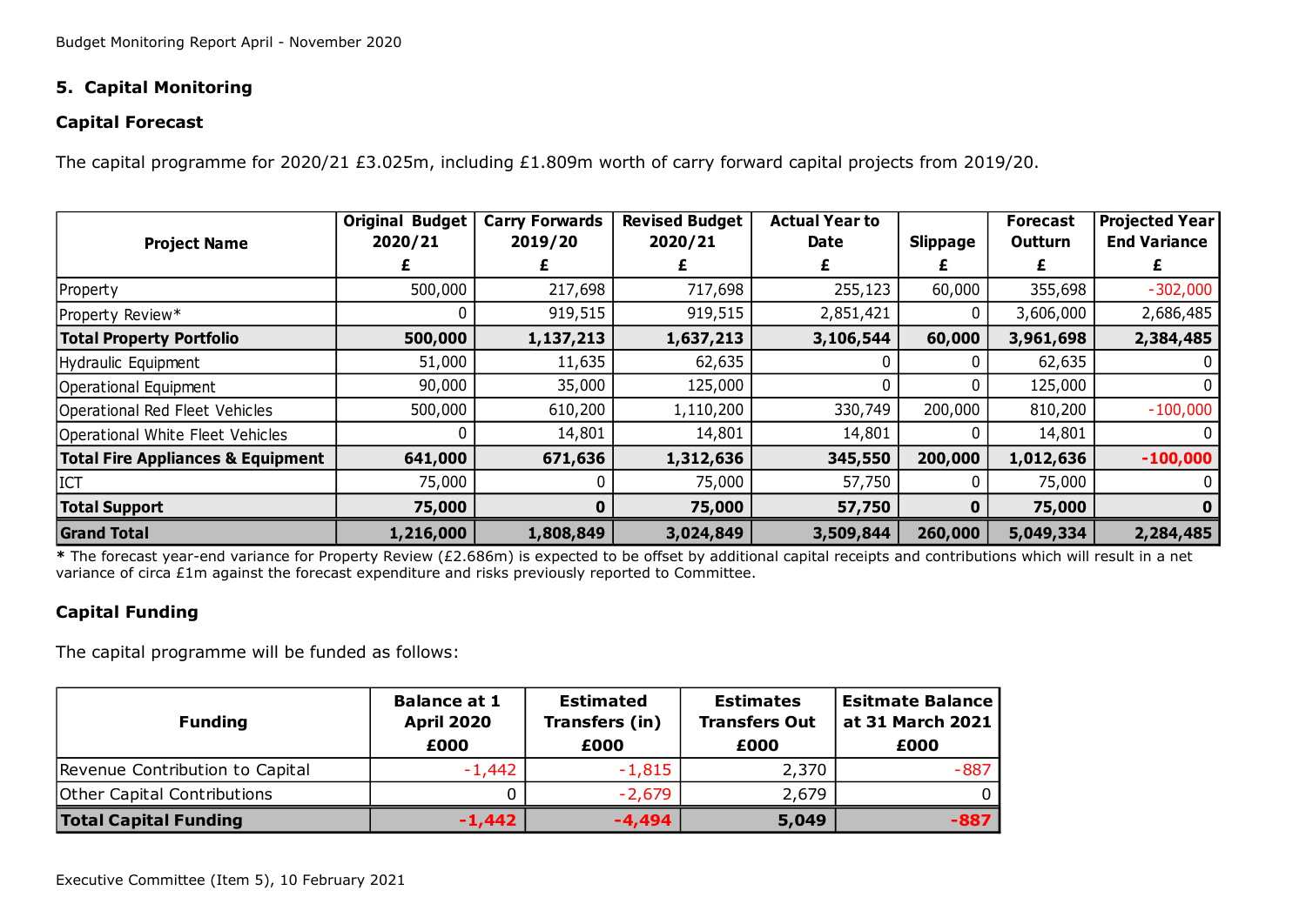## 5. Capital Monitoring

### Capital Forecast

The capital programme for 2020/21 £3.025m, including £1.809m worth of carry forward capital projects from 2019/20.

| Project Name | Original Budget 2020/21 £ | Carry Forwards 2019/20 £ | Revised Budget 2020/21 £ | Actual Year to Date £ | Slippage £ | Forecast Outturn £ | Projected Year End Variance £ |
|---|---|---|---|---|---|---|---|
| Property | 500,000 | 217,698 | 717,698 | 255,123 | 60,000 | 355,698 | -302,000 |
| Property Review* | 0 | 919,515 | 919,515 | 2,851,421 | 0 | 3,606,000 | 2,686,485 |
| **Total Property Portfolio** | **500,000** | **1,137,213** | **1,637,213** | **3,106,544** | **60,000** | **3,961,698** | **2,384,485** |
| Hydraulic Equipment | 51,000 | 11,635 | 62,635 | 0 | 0 | 62,635 | 0 |
| Operational Equipment | 90,000 | 35,000 | 125,000 | 0 | 0 | 125,000 | 0 |
| Operational Red Fleet Vehicles | 500,000 | 610,200 | 1,110,200 | 330,749 | 200,000 | 810,200 | -100,000 |
| Operational White Fleet Vehicles | 0 | 14,801 | 14,801 | 14,801 | 0 | 14,801 | 0 |
| **Total Fire Appliances & Equipment** | **641,000** | **671,636** | **1,312,636** | **345,550** | **200,000** | **1,012,636** | **-100,000** |
| ICT | 75,000 | 0 | 75,000 | 57,750 | 0 | 75,000 | 0 |
| **Total Support** | **75,000** | **0** | **75,000** | **57,750** | **0** | **75,000** | **0** |
| **Grand Total** | **1,216,000** | **1,808,849** | **3,024,849** | **3,509,844** | **260,000** | **5,049,334** | **2,284,485** |

**\*** The forecast year-end variance for Property Review (£2.686m) is expected to be offset by additional capital receipts and contributions which will result in a net variance of circa £1m against the forecast expenditure and risks previously reported to Committee.

### Capital Funding

The capital programme will be funded as follows:

| Funding | Balance at 1 April 2020 £000 | Estimated Transfers (in) £000 | Estimates Transfers Out £000 | Esitmate Balance at 31 March 2021 £000 |
|---|---|---|---|---|
| Revenue Contribution to Capital | -1,442 | -1,815 | 2,370 | -887 |
| Other Capital Contributions | 0 | -2,679 | 2,679 | 0 |
| **Total Capital Funding** | **-1,442** | **-4,494** | **5,049** | **-887** |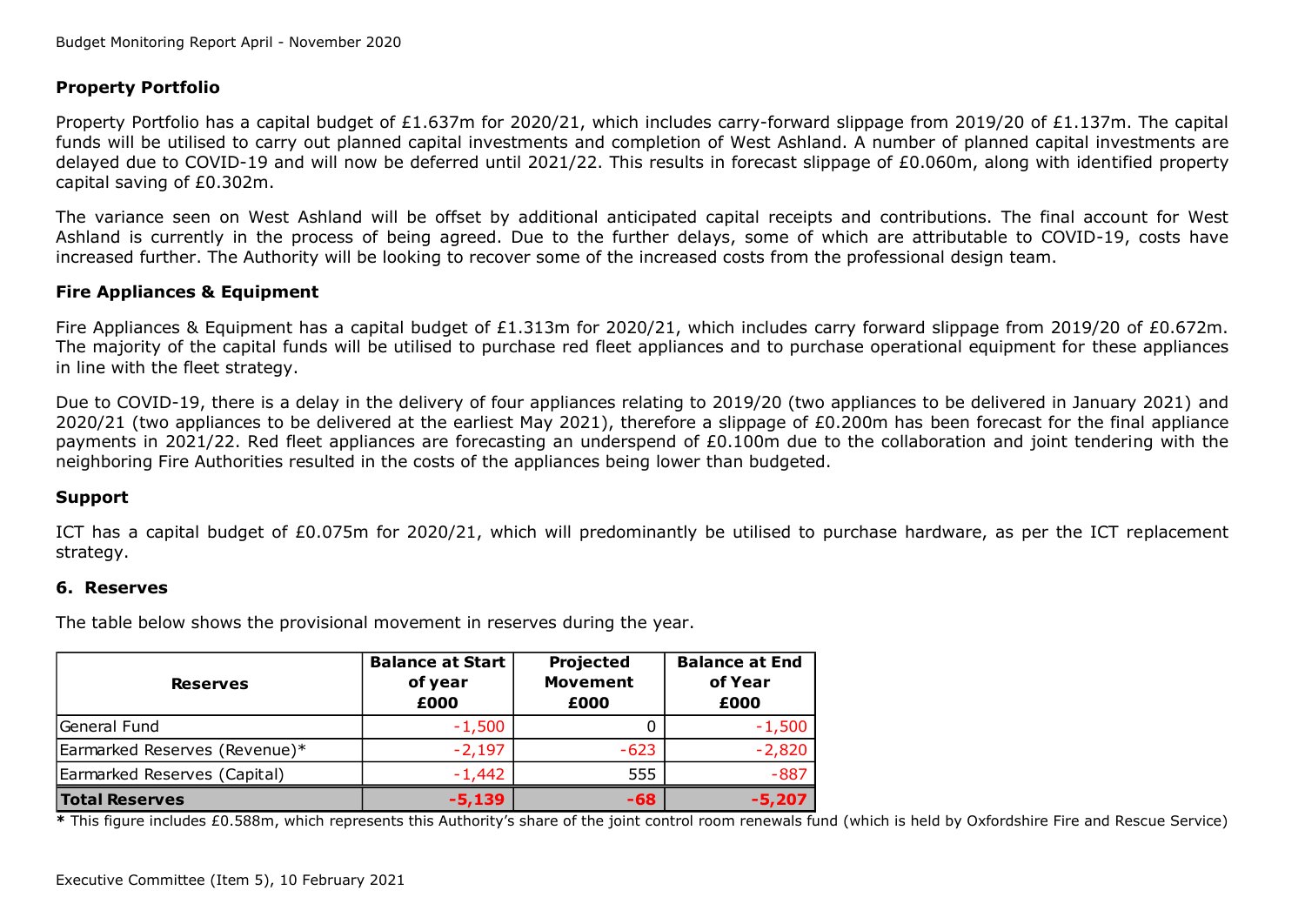### Property Portfolio

Property Portfolio has a capital budget of £1.637m for 2020/21, which includes carry-forward slippage from 2019/20 of £1.137m. The capital funds will be utilised to carry out planned capital investments and completion of West Ashland. A number of planned capital investments are delayed due to COVID-19 and will now be deferred until 2021/22. This results in forecast slippage of £0.060m, along with identified property capital saving of £0.302m.

The variance seen on West Ashland will be offset by additional anticipated capital receipts and contributions. The final account for West Ashland is currently in the process of being agreed. Due to the further delays, some of which are attributable to COVID-19, costs have increased further. The Authority will be looking to recover some of the increased costs from the professional design team.

### Fire Appliances & Equipment

Fire Appliances & Equipment has a capital budget of £1.313m for 2020/21, which includes carry forward slippage from 2019/20 of £0.672m. The majority of the capital funds will be utilised to purchase red fleet appliances and to purchase operational equipment for these appliances in line with the fleet strategy.

Due to COVID-19, there is a delay in the delivery of four appliances relating to 2019/20 (two appliances to be delivered in January 2021) and 2020/21 (two appliances to be delivered at the earliest May 2021), therefore a slippage of £0.200m has been forecast for the final appliance payments in 2021/22. Red fleet appliances are forecasting an underspend of £0.100m due to the collaboration and joint tendering with the neighboring Fire Authorities resulted in the costs of the appliances being lower than budgeted.

### Support

ICT has a capital budget of £0.075m for 2020/21, which will predominantly be utilised to purchase hardware, as per the ICT replacement strategy.

## 6. Reserves

The table below shows the provisional movement in reserves during the year.

| Reserves | Balance at Start of year £000 | Projected Movement £000 | Balance at End of Year £000 |
|---|---|---|---|
| General Fund | -1,500 | 0 | -1,500 |
| Earmarked Reserves (Revenue)* | -2,197 | -623 | -2,820 |
| Earmarked Reserves (Capital) | -1,442 | 555 | -887 |
| **Total Reserves** | **-5,139** | **-68** | **-5,207** |

**\*** This figure includes £0.588m, which represents this Authority's share of the joint control room renewals fund (which is held by Oxfordshire Fire and Rescue Service)